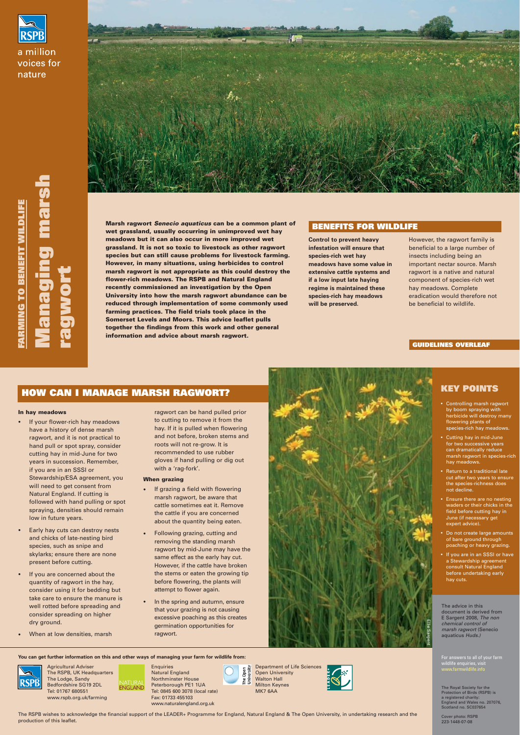a million voices for nature

FARMING TO BENEFIT WILDLIFE

# Managing marsh ragwort

**Marsh ragwort *Senecio aquaticus* can be a common plant of wet grassland, usually occurring in unimproved wet hay meadows but it can also occur in more improved wet grassland. It is not so toxic to livestock as other ragwort species but can still cause problems for livestock farming. However, in many situations, using herbicides to control marsh ragwort is not appropriate as this could destroy the flower-rich meadows. The RSPB and Natural England recently commissioned an investigation by the Open University into how the marsh ragwort abundance can be reduced through implementation of some commonly used farming practices. The field trials took place in the Somerset Levels and Moors. This advice leaflet pulls together the findings from this work and other general information and advice about marsh ragwort.**

## BENEFITS FOR WILDLIFE

**Control to prevent heavy infestation will ensure that species-rich wet hay meadows have some value in extensive cattle systems and if a low input late haying regime is maintained these species-rich hay meadows will be preserved.**

However, the ragwort family is beneficial to a large number of insects including being an important nectar source. Marsh ragwort is a native and natural component of species-rich wet hay meadows. Complete eradication would therefore not be beneficial to wildlife.

**GUIDELINES OVERLEAF**

## HOW CAN I MANAGE MARSH RAGWORT?

### In hay meadows

- If your flower-rich hay meadows have a history of dense marsh ragwort, and it is not practical to hand pull or spot spray, consider cutting hay in mid-June for two years in succession. Remember, if you are in an SSSI or Stewardship/ESA agreement, you will need to get consent from Natural England. If cutting is followed with hand pulling or spot spraying, densities should remain low in future years.
- Early hay cuts can destroy nests and chicks of late-nesting bird species, such as snipe and skylarks; ensure there are none present before cutting.
- If you are concerned about the quantity of ragwort in the hay, consider using it for bedding but take care to ensure the manure is well rotted before spreading and consider spreading on higher dry ground.
- When at low densities, marsh ragwort can be hand pulled prior to cutting to remove it from the hay. If it is pulled when flowering and not before, broken stems and roots will not re-grow. It is recommended to use rubber gloves if hand pulling or dig out with a 'rag-fork'.

### When grazing

- If grazing a field with flowering marsh ragwort, be aware that cattle sometimes eat it. Remove the cattle if you are concerned about the quantity being eaten.
- Following grazing, cutting and removing the standing marsh ragwort by mid-June may have the same effect as the early hay cut. However, if the cattle have broken the stems or eaten the growing tip before flowering, the plants will attempt to flower again.
- In the spring and autumn, ensure that your grazing is not causing excessive poaching as this creates germination opportunities for ragwort.

Ellie Sargent

## KEY POINTS

- Controlling marsh ragwort by boom spraying with herbicide will destroy many flowering plants of species-rich hay meadows.
- Cutting hay in mid-June for two successive years can dramatically reduce marsh ragwort in species-rich hay meadows.
- Return to a traditional late cut after two years to ensure the species-richness does not decline.
- Ensure there are no nesting waders or their chicks in the field before cutting hay in June (if necessary get expert advice).
- Do not create large amounts of bare ground through poaching or heavy grazing.
- If you are in an SSSI or have a Stewardship agreement consult Natural England before undertaking early hay cuts.

The advice in this document is derived from E Sargent 2008, *The non chemical control of marsh ragwort* (Senecio aquaticus *Huds.)*

**You can get further information on this and other ways of managing your farm for wildlife from:**

Agricultural Adviser
The RSPB, UK Headquarters
The Lodge, Sandy
Bedfordshire SG19 2DL
Tel: 01767 680551
www.rspb.org.uk/farming

Enquiries
Natural England
Northminster House
Peterborough PE1 1UA
Tel: 0845 600 3078 (local rate)
Fax: 01733 455103
www.naturalengland.org.uk

Department of Life Sciences
Open University
Walton Hall
Milton Keynes
MK7 6AA

For answers to all of your farm wildlife enquiries, visit www.farmwildlife.info

The RSPB wishes to acknowledge the financial support of the LEADER+ Programme for England, Natural England & The Open University, in undertaking research and the production of this leaflet.

The Royal Society for the Protection of Birds (RSPB) is a registered charity: England and Wales no. 207076, Scotland no. SC037654

Cover photo: RSPB
223-1448-07-08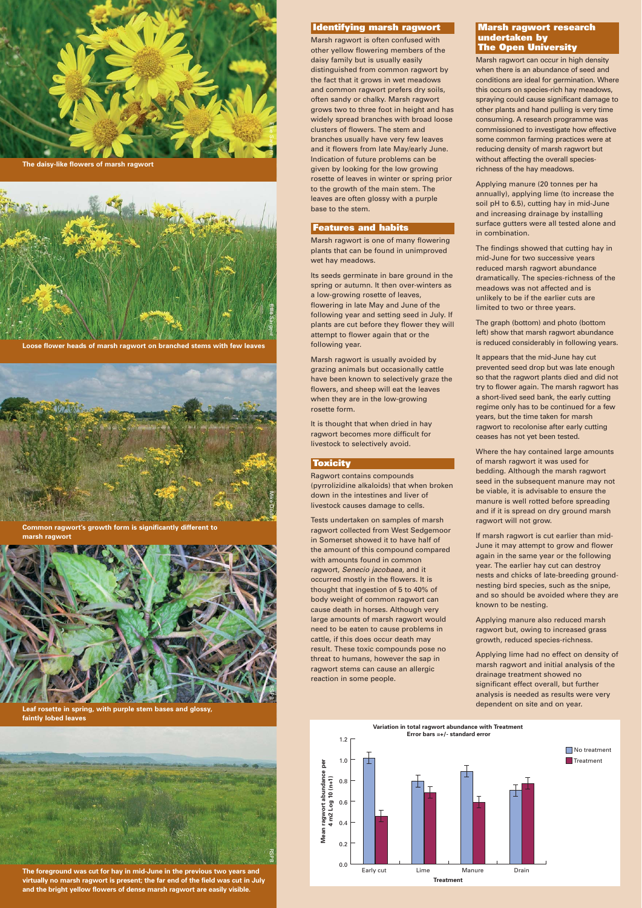The daisy-like flowers of marsh ragwort

Loose flower heads of marsh ragwort on branched stems with few leaves

Common ragwort's growth form is significantly different to marsh ragwort

Leaf rosette in spring, with purple stem bases and glossy, faintly lobed leaves

The foreground was cut for hay in mid-June in the previous two years and virtually no marsh ragwort is present; the far end of the field was cut in July and the bright yellow flowers of dense marsh ragwort are easily visible.

## Identifying marsh ragwort

Marsh ragwort is often confused with other yellow flowering members of the daisy family but is usually easily distinguished from common ragwort by the fact that it grows in wet meadows and common ragwort prefers dry soils, often sandy or chalky. Marsh ragwort grows two to three foot in height and has widely spread branches with broad loose clusters of flowers. The stem and branches usually have very few leaves and it flowers from late May/early June. Indication of future problems can be given by looking for the low growing rosette of leaves in winter or spring prior to the growth of the main stem. The leaves are often glossy with a purple base to the stem.

## Features and habits

Marsh ragwort is one of many flowering plants that can be found in unimproved wet hay meadows.

Its seeds germinate in bare ground in the spring or autumn. It then over-winters as a low-growing rosette of leaves, flowering in late May and June of the following year and setting seed in July. If plants are cut before they flower they will attempt to flower again that or the following year.

Marsh ragwort is usually avoided by grazing animals but occasionally cattle have been known to selectively graze the flowers, and sheep will eat the leaves when they are in the low-growing rosette form.

It is thought that when dried in hay ragwort becomes more difficult for livestock to selectively avoid.

## Toxicity

Ragwort contains compounds (pyrrolizidine alkaloids) that when broken down in the intestines and liver of livestock causes damage to cells.

Tests undertaken on samples of marsh ragwort collected from West Sedgemoor in Somerset showed it to have half of the amount of this compound compared with amounts found in common ragwort, *Senecio jacobaea,* and it occurred mostly in the flowers. It is thought that ingestion of 5 to 40% of body weight of common ragwort can cause death in horses. Although very large amounts of marsh ragwort would need to be eaten to cause problems in cattle, if this does occur death may result. These toxic compounds pose no threat to humans, however the sap in ragwort stems can cause an allergic reaction in some people.

## Marsh ragwort research undertaken by The Open University

Marsh ragwort can occur in high density when there is an abundance of seed and conditions are ideal for germination. Where this occurs on species-rich hay meadows, spraying could cause significant damage to other plants and hand pulling is very time consuming. A research programme was commissioned to investigate how effective some common farming practices were at reducing density of marsh ragwort but without affecting the overall species-richness of the hay meadows.

Applying manure (20 tonnes per ha annually), applying lime (to increase the soil pH to 6.5), cutting hay in mid-June and increasing drainage by installing surface gutters were all tested alone and in combination.

The findings showed that cutting hay in mid-June for two successive years reduced marsh ragwort abundance dramatically. The species-richness of the meadows was not affected and is unlikely to be if the earlier cuts are limited to two or three years.

The graph (bottom) and photo (bottom left) show that marsh ragwort abundance is reduced considerably in following years.

It appears that the mid-June hay cut prevented seed drop but was late enough so that the ragwort plants died and did not try to flower again. The marsh ragwort has a short-lived seed bank, the early cutting regime only has to be continued for a few years, but the time taken for marsh ragwort to recolonise after early cutting ceases has not yet been tested.

Where the hay contained large amounts of marsh ragwort it was used for bedding. Although the marsh ragwort seed in the subsequent manure may not be viable, it is advisable to ensure the manure is well rotted before spreading and if it is spread on dry ground marsh ragwort will not grow.

If marsh ragwort is cut earlier than mid-June it may attempt to grow and flower again in the same year or the following year. The earlier hay cut can destroy nests and chicks of late-breeding ground-nesting bird species, such as the snipe, and so should be avoided where they are known to be nesting.

Applying manure also reduced marsh ragwort but, owing to increased grass growth, reduced species-richness.

Applying lime had no effect on density of marsh ragwort and initial analysis of the drainage treatment showed no significant effect overall, but further analysis is needed as results were very dependent on site and on year.

**Variation in total ragwort abundance with Treatment**
**Error bars =+/- standard error**

Mean ragwort abundance per 4 m2 Log 10 (n+1)

1.2
1.0
0.8
0.6
0.4
0.2
0.0

Early cut
Lime
Manure
Drain

Treatment

No treatment
Treatment